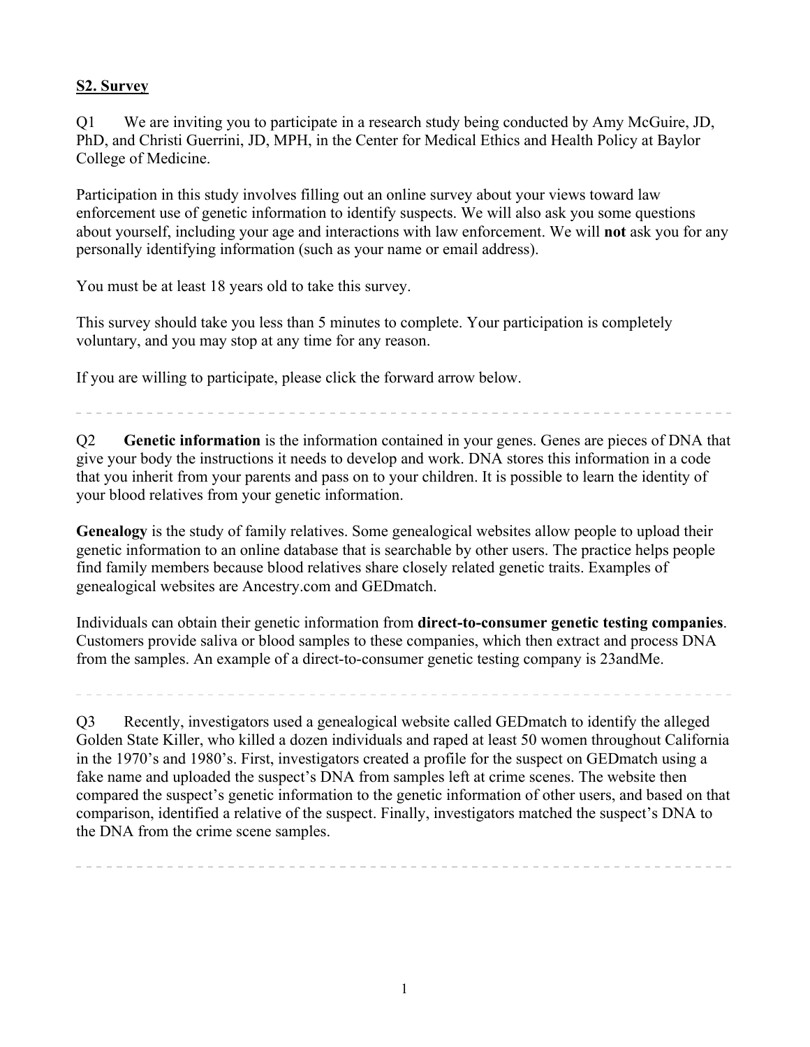**S2. Survey**

Q1 We are inviting you to participate in a research study being conducted by Amy McGuire, JD, PhD, and Christi Guerrini, JD, MPH, in the Center for Medical Ethics and Health Policy at Baylor College of Medicine.

Participation in this study involves filling out an online survey about your views toward law enforcement use of genetic information to identify suspects. We will also ask you some questions about yourself, including your age and interactions with law enforcement. We will **not** ask you for any personally identifying information (such as your name or email address).

You must be at least 18 years old to take this survey.

This survey should take you less than 5 minutes to complete. Your participation is completely voluntary, and you may stop at any time for any reason.

If you are willing to participate, please click the forward arrow below.

---

Q2 **Genetic information** is the information contained in your genes. Genes are pieces of DNA that give your body the instructions it needs to develop and work. DNA stores this information in a code that you inherit from your parents and pass on to your children. It is possible to learn the identity of your blood relatives from your genetic information.

**Genealogy** is the study of family relatives. Some genealogical websites allow people to upload their genetic information to an online database that is searchable by other users. The practice helps people find family members because blood relatives share closely related genetic traits. Examples of genealogical websites are Ancestry.com and GEDmatch.

Individuals can obtain their genetic information from **direct-to-consumer genetic testing companies**. Customers provide saliva or blood samples to these companies, which then extract and process DNA from the samples. An example of a direct-to-consumer genetic testing company is 23andMe.

---

Q3 Recently, investigators used a genealogical website called GEDmatch to identify the alleged Golden State Killer, who killed a dozen individuals and raped at least 50 women throughout California in the 1970's and 1980's. First, investigators created a profile for the suspect on GEDmatch using a fake name and uploaded the suspect's DNA from samples left at crime scenes. The website then compared the suspect's genetic information to the genetic information of other users, and based on that comparison, identified a relative of the suspect. Finally, investigators matched the suspect's DNA to the DNA from the crime scene samples.

---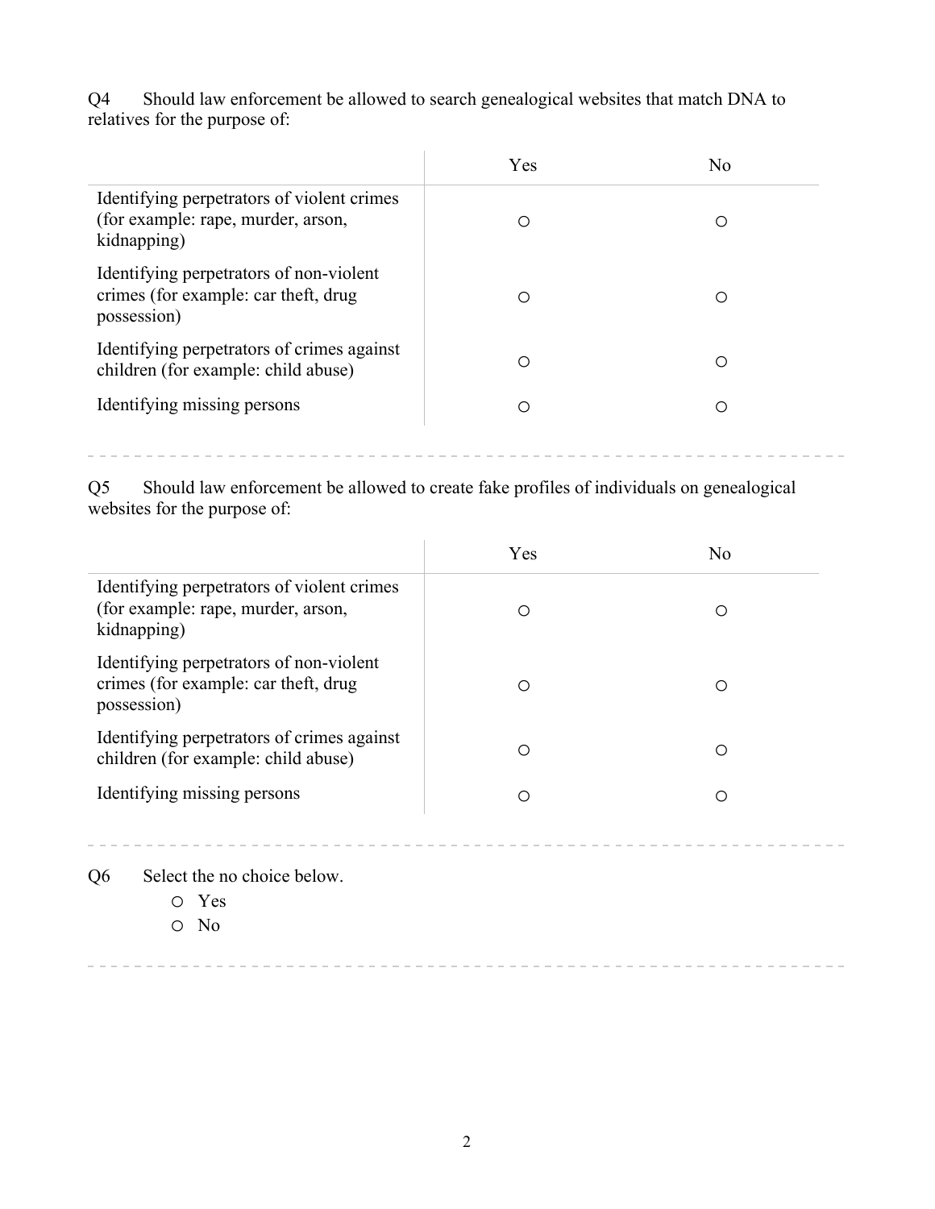Q4 Should law enforcement be allowed to search genealogical websites that match DNA to relatives for the purpose of:

| | Yes | No |
|---|---|---|
| Identifying perpetrators of violent crimes (for example: rape, murder, arson, kidnapping) | ○ | ○ |
| Identifying perpetrators of non-violent crimes (for example: car theft, drug possession) | ○ | ○ |
| Identifying perpetrators of crimes against children (for example: child abuse) | ○ | ○ |
| Identifying missing persons | ○ | ○ |

---

Q5 Should law enforcement be allowed to create fake profiles of individuals on genealogical websites for the purpose of:

| | Yes | No |
|---|---|---|
| Identifying perpetrators of violent crimes (for example: rape, murder, arson, kidnapping) | ○ | ○ |
| Identifying perpetrators of non-violent crimes (for example: car theft, drug possession) | ○ | ○ |
| Identifying perpetrators of crimes against children (for example: child abuse) | ○ | ○ |
| Identifying missing persons | ○ | ○ |

---

Q6 Select the no choice below.

- ○ Yes
- ○ No

---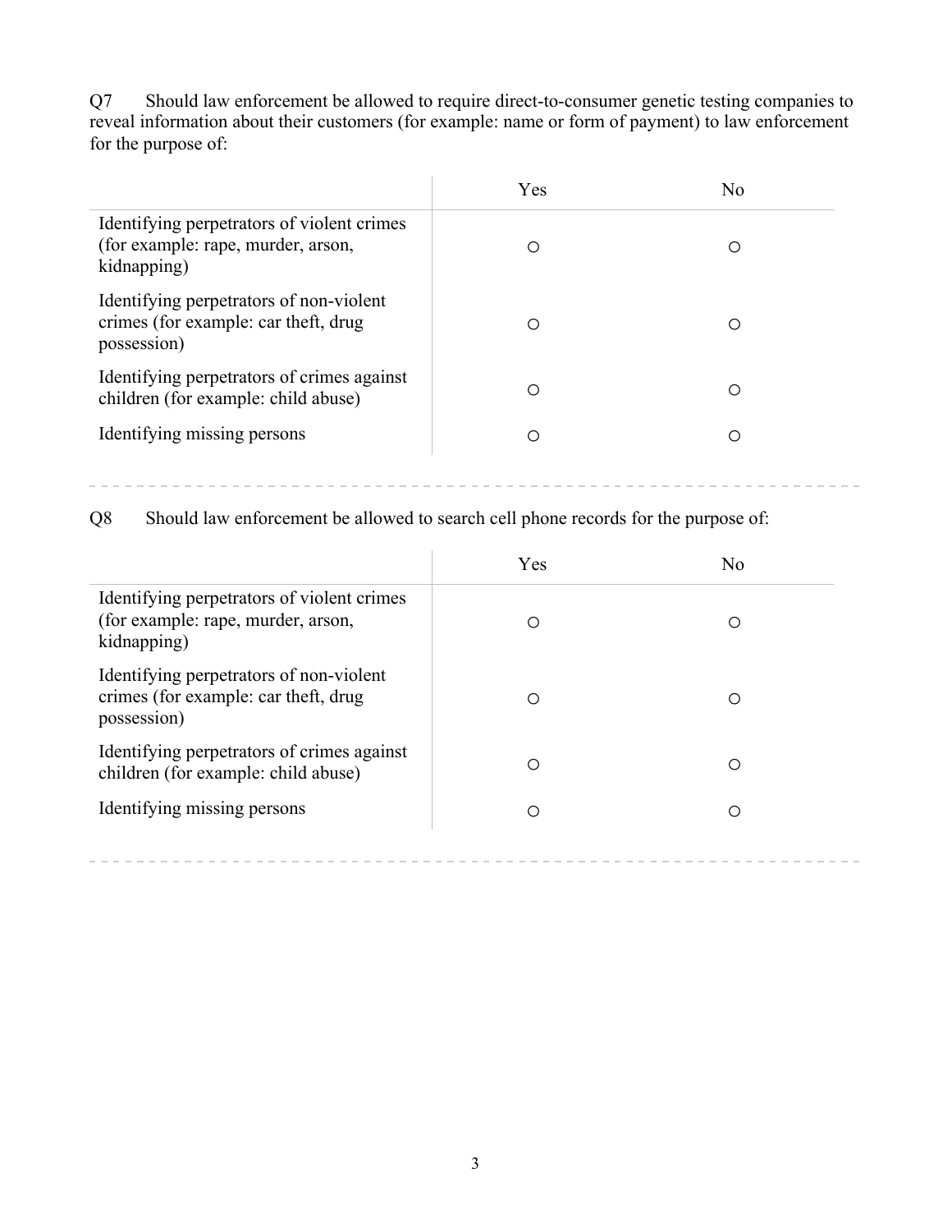Q7 Should law enforcement be allowed to require direct-to-consumer genetic testing companies to reveal information about their customers (for example: name or form of payment) to law enforcement for the purpose of:

| | Yes | No |
|---|---|---|
| Identifying perpetrators of violent crimes (for example: rape, murder, arson, kidnapping) | ○ | ○ |
| Identifying perpetrators of non-violent crimes (for example: car theft, drug possession) | ○ | ○ |
| Identifying perpetrators of crimes against children (for example: child abuse) | ○ | ○ |
| Identifying missing persons | ○ | ○ |

---

Q8 Should law enforcement be allowed to search cell phone records for the purpose of:

| | Yes | No |
|---|---|---|
| Identifying perpetrators of violent crimes (for example: rape, murder, arson, kidnapping) | ○ | ○ |
| Identifying perpetrators of non-violent crimes (for example: car theft, drug possession) | ○ | ○ |
| Identifying perpetrators of crimes against children (for example: child abuse) | ○ | ○ |
| Identifying missing persons | ○ | ○ |

---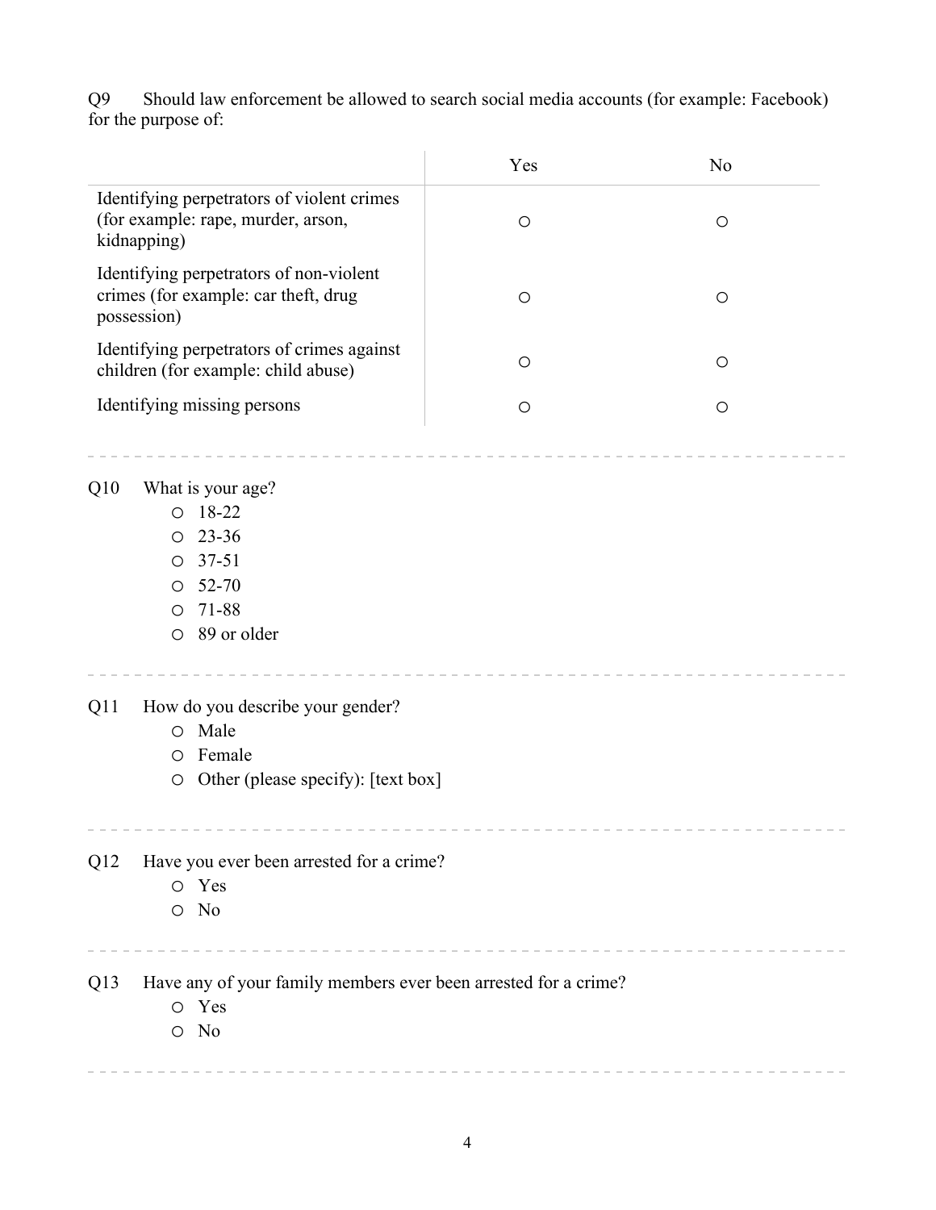Q9 Should law enforcement be allowed to search social media accounts (for example: Facebook) for the purpose of:

| | Yes | No |
|---|---|---|
| Identifying perpetrators of violent crimes (for example: rape, murder, arson, kidnapping) | ○ | ○ |
| Identifying perpetrators of non-violent crimes (for example: car theft, drug possession) | ○ | ○ |
| Identifying perpetrators of crimes against children (for example: child abuse) | ○ | ○ |
| Identifying missing persons | ○ | ○ |

---

Q10 What is your age?

- ○ 18-22
- ○ 23-36
- ○ 37-51
- ○ 52-70
- ○ 71-88
- ○ 89 or older

---

Q11 How do you describe your gender?

- ○ Male
- ○ Female
- ○ Other (please specify): [text box]

---

Q12 Have you ever been arrested for a crime?

- ○ Yes
- ○ No

---

Q13 Have any of your family members ever been arrested for a crime?

- ○ Yes
- ○ No

---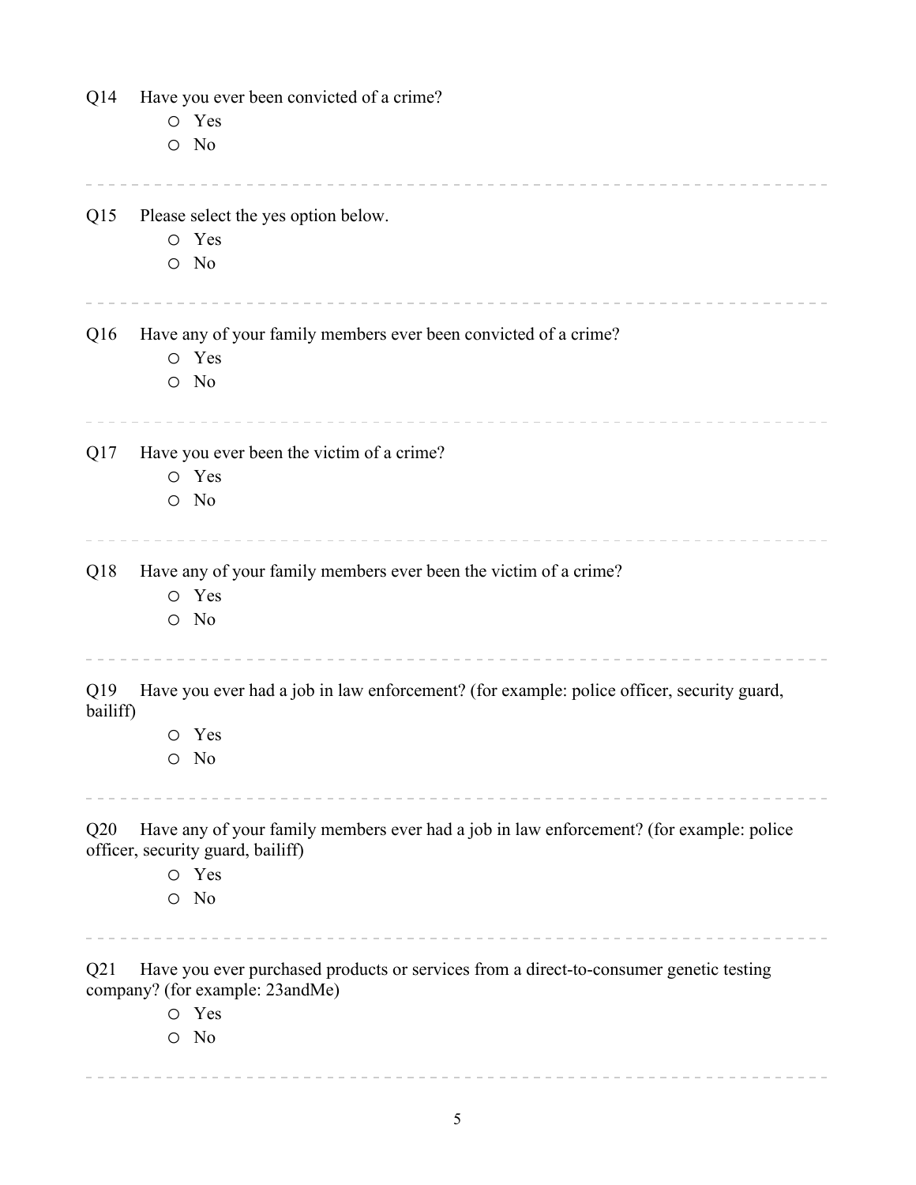Q14 Have you ever been convicted of a crime?

- ○ Yes
- ○ No

---

Q15 Please select the yes option below.

- ○ Yes
- ○ No

---

Q16 Have any of your family members ever been convicted of a crime?

- ○ Yes
- ○ No

---

Q17 Have you ever been the victim of a crime?

- ○ Yes
- ○ No

---

Q18 Have any of your family members ever been the victim of a crime?

- ○ Yes
- ○ No

---

Q19 Have you ever had a job in law enforcement? (for example: police officer, security guard, bailiff)

- ○ Yes
- ○ No

---

Q20 Have any of your family members ever had a job in law enforcement? (for example: police officer, security guard, bailiff)

- ○ Yes
- ○ No

---

Q21 Have you ever purchased products or services from a direct-to-consumer genetic testing company? (for example: 23andMe)

- ○ Yes
- ○ No

---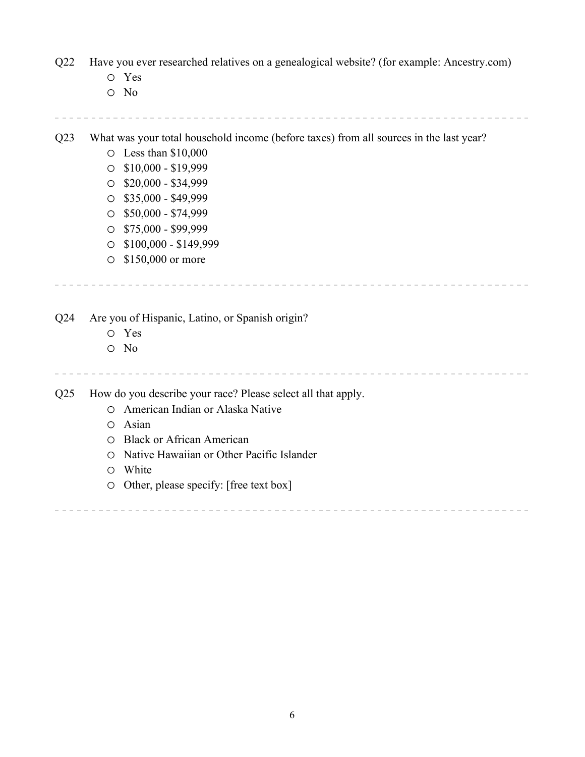Q22 Have you ever researched relatives on a genealogical website? (for example: Ancestry.com)

- Yes
- No

---

Q23 What was your total household income (before taxes) from all sources in the last year?

- Less than $10,000
- $10,000 - $19,999
- $20,000 - $34,999
- $35,000 - $49,999
- $50,000 - $74,999
- $75,000 - $99,999
- $100,000 - $149,999
- $150,000 or more

---

Q24 Are you of Hispanic, Latino, or Spanish origin?

- Yes
- No

---

Q25 How do you describe your race? Please select all that apply.

- American Indian or Alaska Native
- Asian
- Black or African American
- Native Hawaiian or Other Pacific Islander
- White
- Other, please specify: [free text box]

---